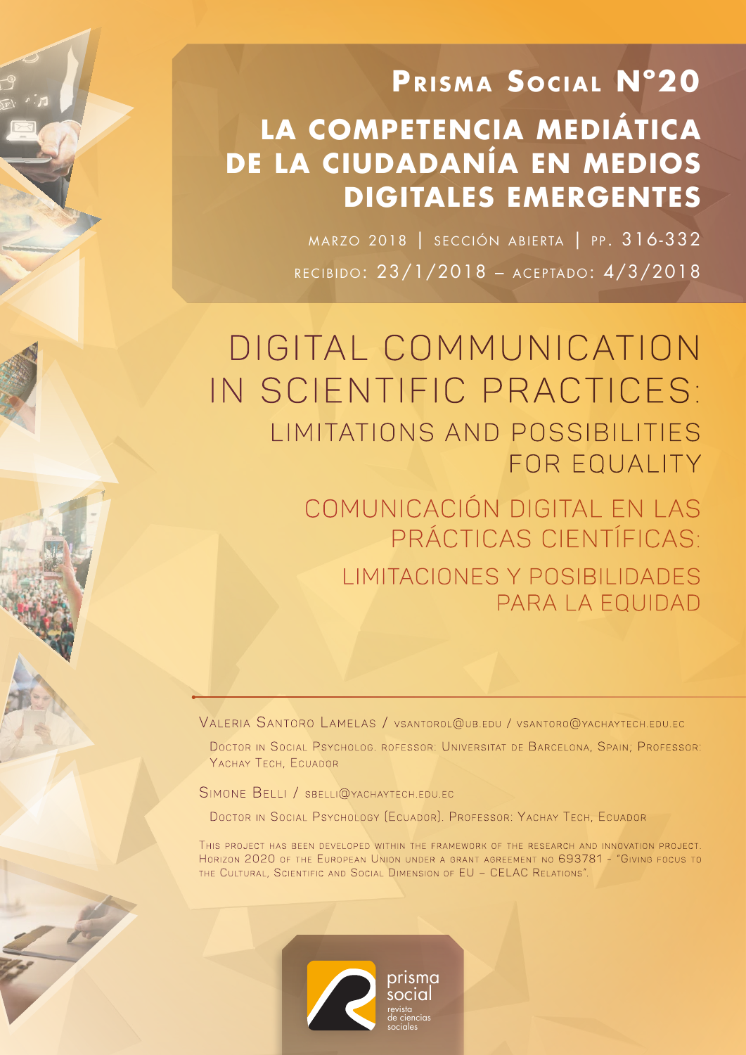# Prisma Social N°20

## La competencia mediática de la ciudadanía en medios digitales emergentes

marzo 2018 | sección abierta | pp. 316-332

recibido: 23/1/2018 – aceptado: 4/3/2018

# DIGITAL COMMUNICATION IN SCIENTIFIC PRACTICES: LIMITATIONS AND POSSIBILITIES FOR EQUALITY

# COMUNICACIÓN DIGITAL EN LAS PRÁCTICAS CIENTÍFICAS: LIMITACIONES Y POSIBILIDADES PARA LA EQUIDAD

Valeria Santoro Lamelas / vsantorol@ub.edu / vsantoro@yachaytech.edu.ec

Doctor in Social Psycholog. rofessor: Universitat de Barcelona, Spain; Professor: Yachay Tech, Ecuador

Simone Belli / sbelli@yachaytech.edu.ec

Doctor in Social Psychology (Ecuador): Professor: Yachay Tech, Ecuador

This project has been developed within the framework of the research and innovation project. Horizon 2020 of the European Union under a grant agreement no 693781 - "Giving focus to the Cultural, Scientific and Social Dimension of EU – CELAC Relations".

prisma social
revista de ciencias sociales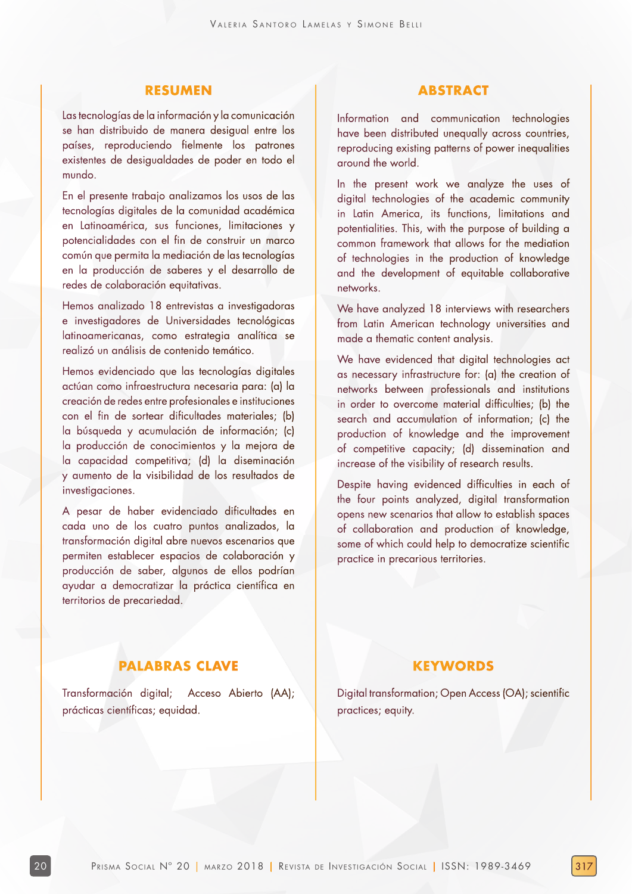## RESUMEN

Las tecnologías de la información y la comunicación se han distribuido de manera desigual entre los países, reproduciendo fielmente los patrones existentes de desigualdades de poder en todo el mundo.

En el presente trabajo analizamos los usos de las tecnologías digitales de la comunidad académica en Latinoamérica, sus funciones, limitaciones y potencialidades con el fin de construir un marco común que permita la mediación de las tecnologías en la producción de saberes y el desarrollo de redes de colaboración equitativas.

Hemos analizado 18 entrevistas a investigadoras e investigadores de Universidades tecnológicas latinoamericanas, como estrategia analítica se realizó un análisis de contenido temático.

Hemos evidenciado que las tecnologías digitales actúan como infraestructura necesaria para: (a) la creación de redes entre profesionales e instituciones con el fin de sortear dificultades materiales; (b) la búsqueda y acumulación de información; (c) la producción de conocimientos y la mejora de la capacidad competitiva; (d) la diseminación y aumento de la visibilidad de los resultados de investigaciones.

A pesar de haber evidenciado dificultades en cada uno de los cuatro puntos analizados, la transformación digital abre nuevos escenarios que permiten establecer espacios de colaboración y producción de saber, algunos de ellos podrían ayudar a democratizar la práctica científica en territorios de precariedad.

## PALABRAS CLAVE

Transformación digital; Acceso Abierto (AA); prácticas científicas; equidad.

## ABSTRACT

Information and communication technologies have been distributed unequally across countries, reproducing existing patterns of power inequalities around the world.

In the present work we analyze the uses of digital technologies of the academic community in Latin America, its functions, limitations and potentialities. This, with the purpose of building a common framework that allows for the mediation of technologies in the production of knowledge and the development of equitable collaborative networks.

We have analyzed 18 interviews with researchers from Latin American technology universities and made a thematic content analysis.

We have evidenced that digital technologies act as necessary infrastructure for: (a) the creation of networks between professionals and institutions in order to overcome material difficulties; (b) the search and accumulation of information; (c) the production of knowledge and the improvement of competitive capacity; (d) dissemination and increase of the visibility of research results.

Despite having evidenced difficulties in each of the four points analyzed, digital transformation opens new scenarios that allow to establish spaces of collaboration and production of knowledge, some of which could help to democratize scientific practice in precarious territories.

## KEYWORDS

Digital transformation; Open Access (OA); scientific practices; equity.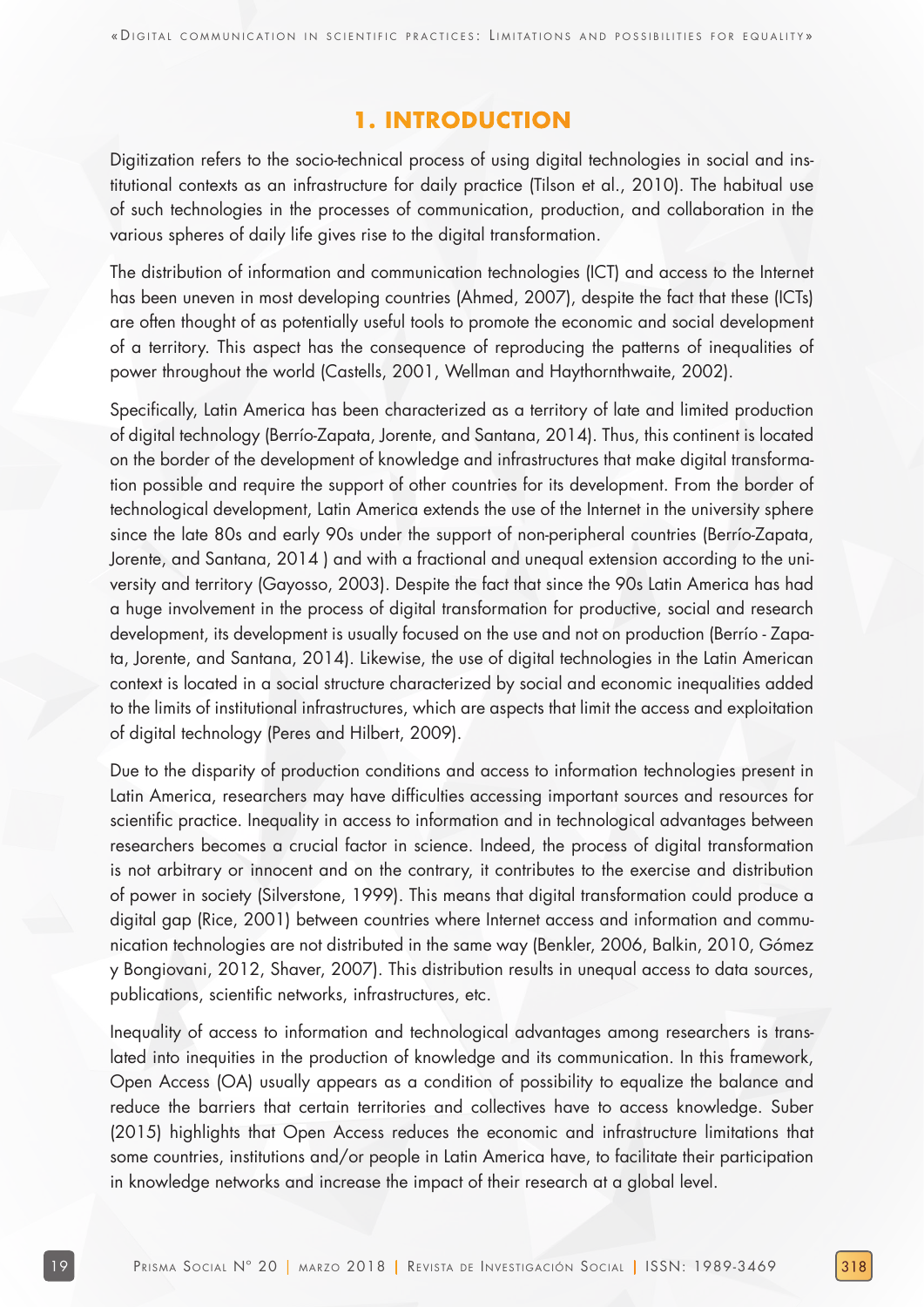# 1. INTRODUCTION

Digitization refers to the socio-technical process of using digital technologies in social and institutional contexts as an infrastructure for daily practice (Tilson et al., 2010). The habitual use of such technologies in the processes of communication, production, and collaboration in the various spheres of daily life gives rise to the digital transformation.

The distribution of information and communication technologies (ICT) and access to the Internet has been uneven in most developing countries (Ahmed, 2007), despite the fact that these (ICTs) are often thought of as potentially useful tools to promote the economic and social development of a territory. This aspect has the consequence of reproducing the patterns of inequalities of power throughout the world (Castells, 2001, Wellman and Haythornthwaite, 2002).

Specifically, Latin America has been characterized as a territory of late and limited production of digital technology (Berrío-Zapata, Jorente, and Santana, 2014). Thus, this continent is located on the border of the development of knowledge and infrastructures that make digital transformation possible and require the support of other countries for its development. From the border of technological development, Latin America extends the use of the Internet in the university sphere since the late 80s and early 90s under the support of non-peripheral countries (Berrío-Zapata, Jorente, and Santana, 2014 ) and with a fractional and unequal extension according to the university and territory (Gayosso, 2003). Despite the fact that since the 90s Latin America has had a huge involvement in the process of digital transformation for productive, social and research development, its development is usually focused on the use and not on production (Berrío - Zapata, Jorente, and Santana, 2014). Likewise, the use of digital technologies in the Latin American context is located in a social structure characterized by social and economic inequalities added to the limits of institutional infrastructures, which are aspects that limit the access and exploitation of digital technology (Peres and Hilbert, 2009).

Due to the disparity of production conditions and access to information technologies present in Latin America, researchers may have difficulties accessing important sources and resources for scientific practice. Inequality in access to information and in technological advantages between researchers becomes a crucial factor in science. Indeed, the process of digital transformation is not arbitrary or innocent and on the contrary, it contributes to the exercise and distribution of power in society (Silverstone, 1999). This means that digital transformation could produce a digital gap (Rice, 2001) between countries where Internet access and information and communication technologies are not distributed in the same way (Benkler, 2006, Balkin, 2010, Gómez y Bongiovani, 2012, Shaver, 2007). This distribution results in unequal access to data sources, publications, scientific networks, infrastructures, etc.

Inequality of access to information and technological advantages among researchers is translated into inequities in the production of knowledge and its communication. In this framework, Open Access (OA) usually appears as a condition of possibility to equalize the balance and reduce the barriers that certain territories and collectives have to access knowledge. Suber (2015) highlights that Open Access reduces the economic and infrastructure limitations that some countries, institutions and/or people in Latin America have, to facilitate their participation in knowledge networks and increase the impact of their research at a global level.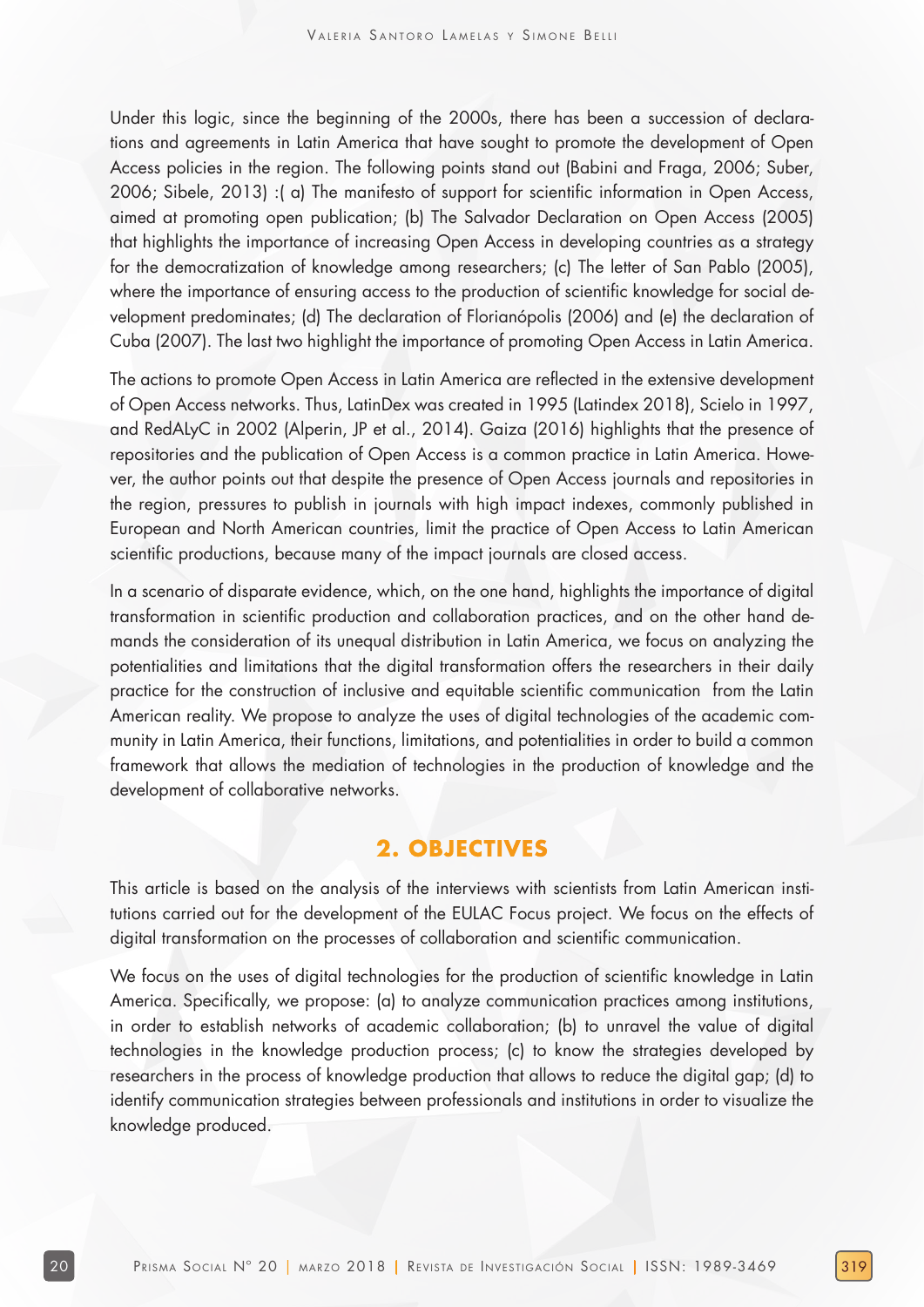Under this logic, since the beginning of the 2000s, there has been a succession of declarations and agreements in Latin America that have sought to promote the development of Open Access policies in the region. The following points stand out (Babini and Fraga, 2006; Suber, 2006; Sibele, 2013) :( a) The manifesto of support for scientific information in Open Access, aimed at promoting open publication; (b) The Salvador Declaration on Open Access (2005) that highlights the importance of increasing Open Access in developing countries as a strategy for the democratization of knowledge among researchers; (c) The letter of San Pablo (2005), where the importance of ensuring access to the production of scientific knowledge for social development predominates; (d) The declaration of Florianópolis (2006) and (e) the declaration of Cuba (2007). The last two highlight the importance of promoting Open Access in Latin America.

The actions to promote Open Access in Latin America are reflected in the extensive development of Open Access networks. Thus, LatinDex was created in 1995 (Latindex 2018), Scielo in 1997, and RedALyC in 2002 (Alperin, JP et al., 2014). Gaiza (2016) highlights that the presence of repositories and the publication of Open Access is a common practice in Latin America. However, the author points out that despite the presence of Open Access journals and repositories in the region, pressures to publish in journals with high impact indexes, commonly published in European and North American countries, limit the practice of Open Access to Latin American scientific productions, because many of the impact journals are closed access.

In a scenario of disparate evidence, which, on the one hand, highlights the importance of digital transformation in scientific production and collaboration practices, and on the other hand demands the consideration of its unequal distribution in Latin America, we focus on analyzing the potentialities and limitations that the digital transformation offers the researchers in their daily practice for the construction of inclusive and equitable scientific communication from the Latin American reality. We propose to analyze the uses of digital technologies of the academic community in Latin America, their functions, limitations, and potentialities in order to build a common framework that allows the mediation of technologies in the production of knowledge and the development of collaborative networks.

## 2. OBJECTIVES

This article is based on the analysis of the interviews with scientists from Latin American institutions carried out for the development of the EULAC Focus project. We focus on the effects of digital transformation on the processes of collaboration and scientific communication.

We focus on the uses of digital technologies for the production of scientific knowledge in Latin America. Specifically, we propose: (a) to analyze communication practices among institutions, in order to establish networks of academic collaboration; (b) to unravel the value of digital technologies in the knowledge production process; (c) to know the strategies developed by researchers in the process of knowledge production that allows to reduce the digital gap; (d) to identify communication strategies between professionals and institutions in order to visualize the knowledge produced.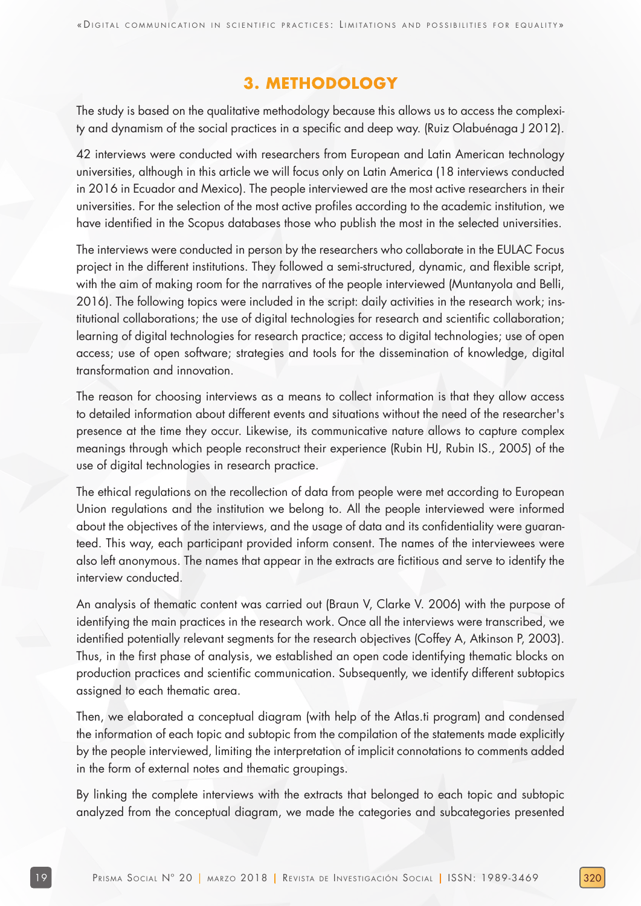## 3. METHODOLOGY

The study is based on the qualitative methodology because this allows us to access the complexity and dynamism of the social practices in a specific and deep way. (Ruiz Olabuénaga J 2012).

42 interviews were conducted with researchers from European and Latin American technology universities, although in this article we will focus only on Latin America (18 interviews conducted in 2016 in Ecuador and Mexico). The people interviewed are the most active researchers in their universities. For the selection of the most active profiles according to the academic institution, we have identified in the Scopus databases those who publish the most in the selected universities.

The interviews were conducted in person by the researchers who collaborate in the EULAC Focus project in the different institutions. They followed a semi-structured, dynamic, and flexible script, with the aim of making room for the narratives of the people interviewed (Muntanyola and Belli, 2016). The following topics were included in the script: daily activities in the research work; institutional collaborations; the use of digital technologies for research and scientific collaboration; learning of digital technologies for research practice; access to digital technologies; use of open access; use of open software; strategies and tools for the dissemination of knowledge, digital transformation and innovation.

The reason for choosing interviews as a means to collect information is that they allow access to detailed information about different events and situations without the need of the researcher's presence at the time they occur. Likewise, its communicative nature allows to capture complex meanings through which people reconstruct their experience (Rubin HJ, Rubin IS., 2005) of the use of digital technologies in research practice.

The ethical regulations on the recollection of data from people were met according to European Union regulations and the institution we belong to. All the people interviewed were informed about the objectives of the interviews, and the usage of data and its confidentiality were guaranteed. This way, each participant provided inform consent. The names of the interviewees were also left anonymous. The names that appear in the extracts are fictitious and serve to identify the interview conducted.

An analysis of thematic content was carried out (Braun V, Clarke V. 2006) with the purpose of identifying the main practices in the research work. Once all the interviews were transcribed, we identified potentially relevant segments for the research objectives (Coffey A, Atkinson P, 2003). Thus, in the first phase of analysis, we established an open code identifying thematic blocks on production practices and scientific communication. Subsequently, we identify different subtopics assigned to each thematic area.

Then, we elaborated a conceptual diagram (with help of the Atlas.ti program) and condensed the information of each topic and subtopic from the compilation of the statements made explicitly by the people interviewed, limiting the interpretation of implicit connotations to comments added in the form of external notes and thematic groupings.

By linking the complete interviews with the extracts that belonged to each topic and subtopic analyzed from the conceptual diagram, we made the categories and subcategories presented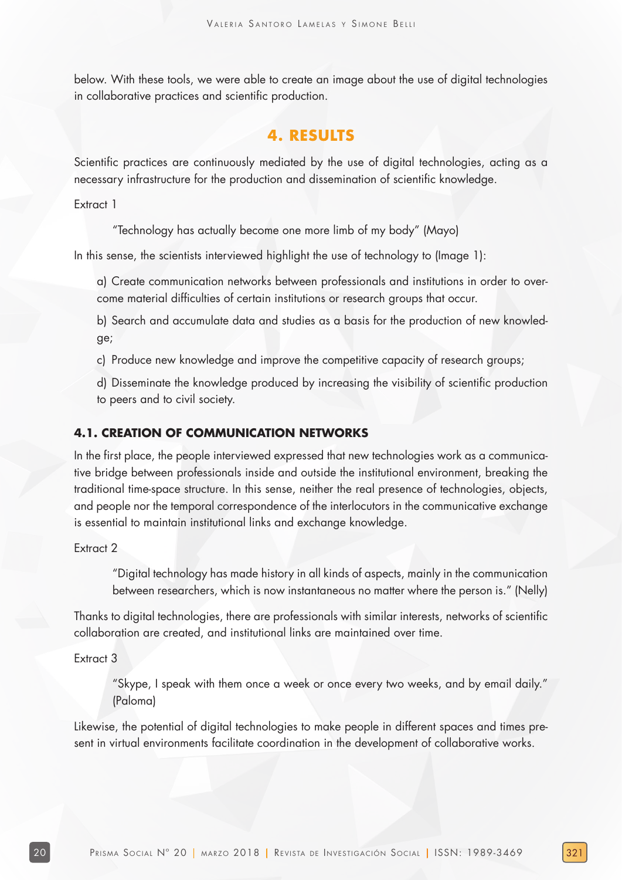below. With these tools, we were able to create an image about the use of digital technologies in collaborative practices and scientific production.

## 4. RESULTS

Scientific practices are continuously mediated by the use of digital technologies, acting as a necessary infrastructure for the production and dissemination of scientific knowledge.

Extract 1

> "Technology has actually become one more limb of my body" (Mayo)

In this sense, the scientists interviewed highlight the use of technology to (Image 1):

a) Create communication networks between professionals and institutions in order to overcome material difficulties of certain institutions or research groups that occur.

b) Search and accumulate data and studies as a basis for the production of new knowledge;

c) Produce new knowledge and improve the competitive capacity of research groups;

d) Disseminate the knowledge produced by increasing the visibility of scientific production to peers and to civil society.

### 4.1. CREATION OF COMMUNICATION NETWORKS

In the first place, the people interviewed expressed that new technologies work as a communicative bridge between professionals inside and outside the institutional environment, breaking the traditional time-space structure. In this sense, neither the real presence of technologies, objects, and people nor the temporal correspondence of the interlocutors in the communicative exchange is essential to maintain institutional links and exchange knowledge.

Extract 2

> "Digital technology has made history in all kinds of aspects, mainly in the communication between researchers, which is now instantaneous no matter where the person is." (Nelly)

Thanks to digital technologies, there are professionals with similar interests, networks of scientific collaboration are created, and institutional links are maintained over time.

Extract 3

> "Skype, I speak with them once a week or once every two weeks, and by email daily." (Paloma)

Likewise, the potential of digital technologies to make people in different spaces and times present in virtual environments facilitate coordination in the development of collaborative works.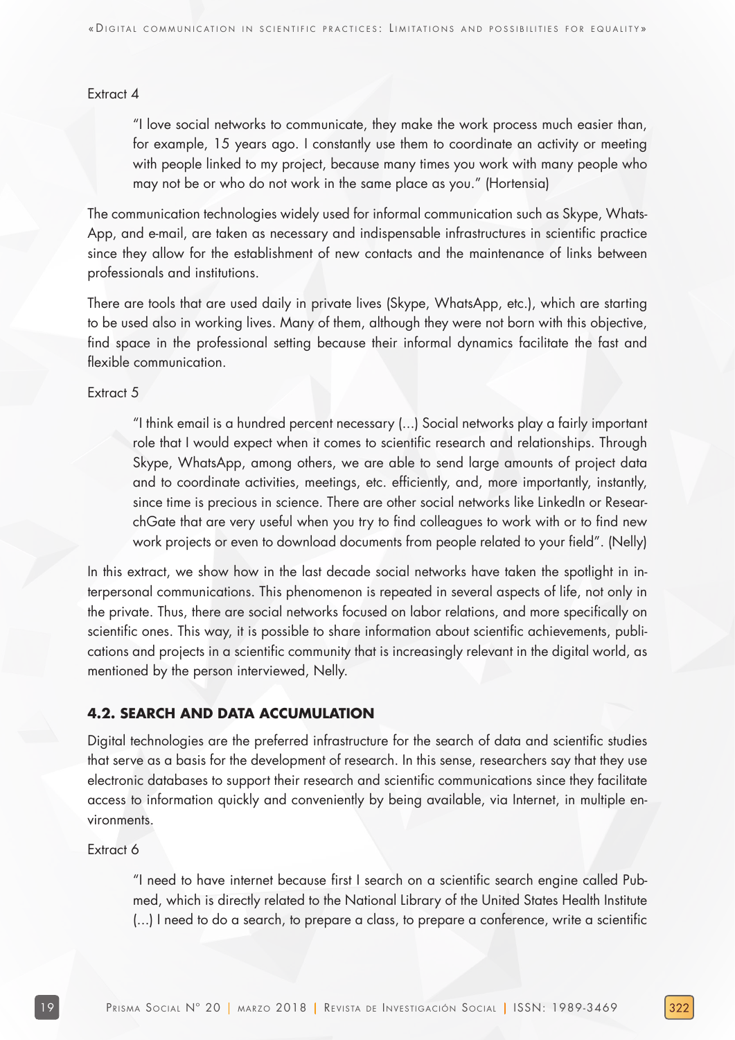Extract 4

> "I love social networks to communicate, they make the work process much easier than, for example, 15 years ago. I constantly use them to coordinate an activity or meeting with people linked to my project, because many times you work with many people who may not be or who do not work in the same place as you." (Hortensia)

The communication technologies widely used for informal communication such as Skype, WhatsApp, and e-mail, are taken as necessary and indispensable infrastructures in scientific practice since they allow for the establishment of new contacts and the maintenance of links between professionals and institutions.

There are tools that are used daily in private lives (Skype, WhatsApp, etc.), which are starting to be used also in working lives. Many of them, although they were not born with this objective, find space in the professional setting because their informal dynamics facilitate the fast and flexible communication.

Extract 5

> "I think email is a hundred percent necessary (...) Social networks play a fairly important role that I would expect when it comes to scientific research and relationships. Through Skype, WhatsApp, among others, we are able to send large amounts of project data and to coordinate activities, meetings, etc. efficiently, and, more importantly, instantly, since time is precious in science. There are other social networks like LinkedIn or ResearchGate that are very useful when you try to find colleagues to work with or to find new work projects or even to download documents from people related to your field". (Nelly)

In this extract, we show how in the last decade social networks have taken the spotlight in interpersonal communications. This phenomenon is repeated in several aspects of life, not only in the private. Thus, there are social networks focused on labor relations, and more specifically on scientific ones. This way, it is possible to share information about scientific achievements, publications and projects in a scientific community that is increasingly relevant in the digital world, as mentioned by the person interviewed, Nelly.

### 4.2. SEARCH AND DATA ACCUMULATION

Digital technologies are the preferred infrastructure for the search of data and scientific studies that serve as a basis for the development of research. In this sense, researchers say that they use electronic databases to support their research and scientific communications since they facilitate access to information quickly and conveniently by being available, via Internet, in multiple environments.

Extract 6

> "I need to have internet because first I search on a scientific search engine called Pubmed, which is directly related to the National Library of the United States Health Institute (...) I need to do a search, to prepare a class, to prepare a conference, write a scientific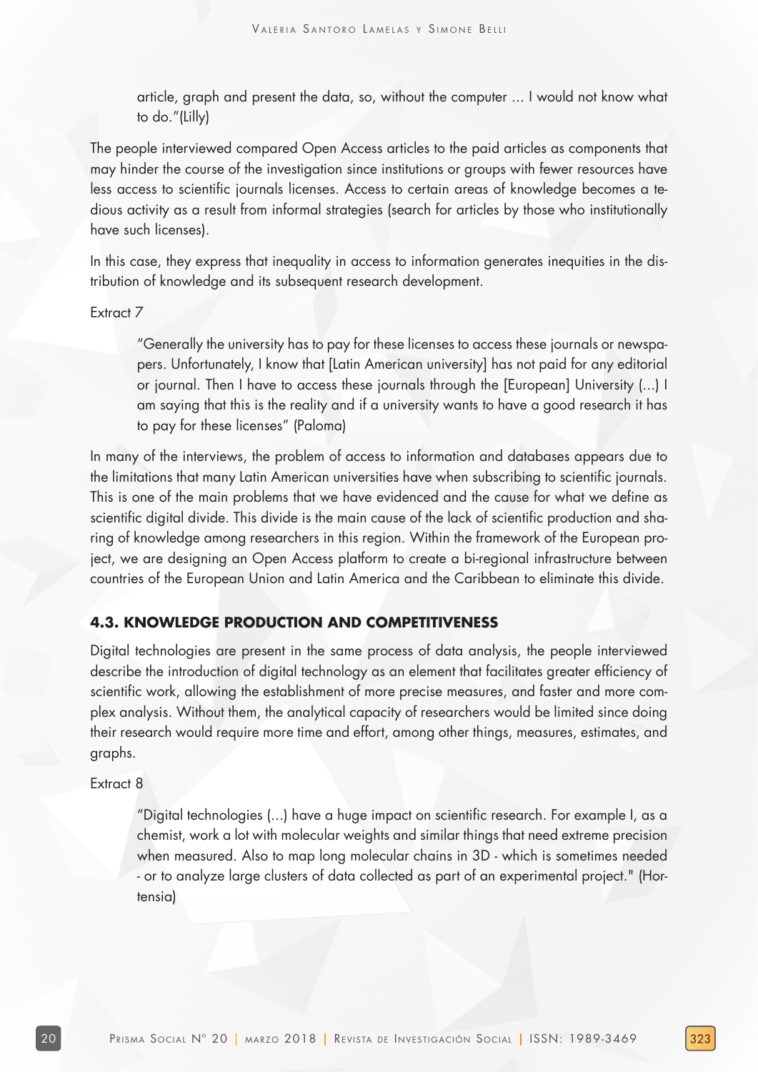> article, graph and present the data, so, without the computer ... I would not know what to do."(Lilly)

The people interviewed compared Open Access articles to the paid articles as components that may hinder the course of the investigation since institutions or groups with fewer resources have less access to scientific journals licenses. Access to certain areas of knowledge becomes a tedious activity as a result from informal strategies (search for articles by those who institutionally have such licenses).

In this case, they express that inequality in access to information generates inequities in the distribution of knowledge and its subsequent research development.

Extract 7

> "Generally the university has to pay for these licenses to access these journals or newspapers. Unfortunately, I know that [Latin American university] has not paid for any editorial or journal. Then I have to access these journals through the [European] University (...) I am saying that this is the reality and if a university wants to have a good research it has to pay for these licenses" (Paloma)

In many of the interviews, the problem of access to information and databases appears due to the limitations that many Latin American universities have when subscribing to scientific journals. This is one of the main problems that we have evidenced and the cause for what we define as scientific digital divide. This divide is the main cause of the lack of scientific production and sharing of knowledge among researchers in this region. Within the framework of the European project, we are designing an Open Access platform to create a bi-regional infrastructure between countries of the European Union and Latin America and the Caribbean to eliminate this divide.

### 4.3. KNOWLEDGE PRODUCTION AND COMPETITIVENESS

Digital technologies are present in the same process of data analysis, the people interviewed describe the introduction of digital technology as an element that facilitates greater efficiency of scientific work, allowing the establishment of more precise measures, and faster and more complex analysis. Without them, the analytical capacity of researchers would be limited since doing their research would require more time and effort, among other things, measures, estimates, and graphs.

Extract 8

> "Digital technologies (...) have a huge impact on scientific research. For example I, as a chemist, work a lot with molecular weights and similar things that need extreme precision when measured. Also to map long molecular chains in 3D - which is sometimes needed - or to analyze large clusters of data collected as part of an experimental project." (Hortensia)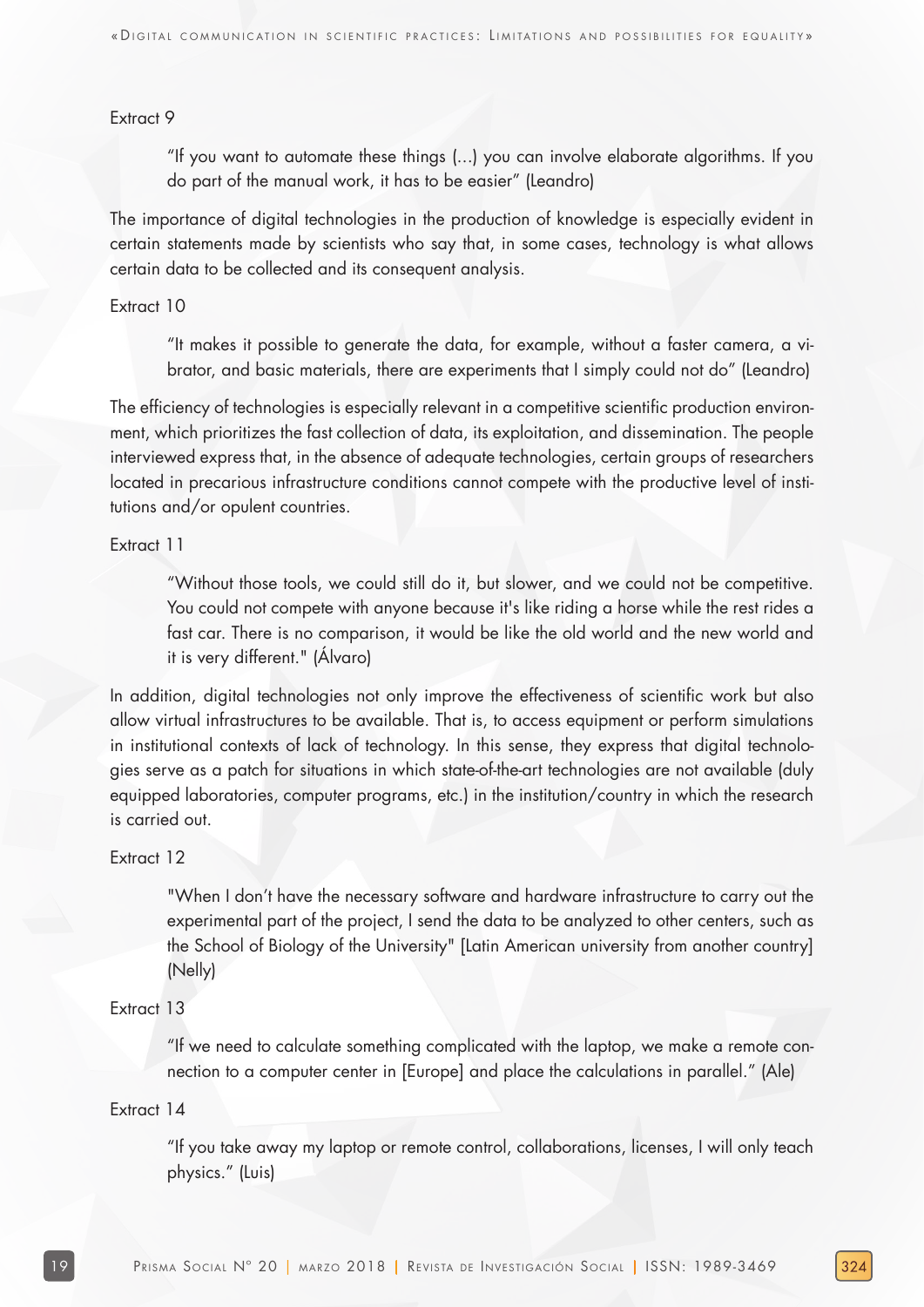Extract 9

> "If you want to automate these things (...) you can involve elaborate algorithms. If you do part of the manual work, it has to be easier" (Leandro)

The importance of digital technologies in the production of knowledge is especially evident in certain statements made by scientists who say that, in some cases, technology is what allows certain data to be collected and its consequent analysis.

Extract 10

> "It makes it possible to generate the data, for example, without a faster camera, a vibrator, and basic materials, there are experiments that I simply could not do" (Leandro)

The efficiency of technologies is especially relevant in a competitive scientific production environment, which prioritizes the fast collection of data, its exploitation, and dissemination. The people interviewed express that, in the absence of adequate technologies, certain groups of researchers located in precarious infrastructure conditions cannot compete with the productive level of institutions and/or opulent countries.

Extract 11

> "Without those tools, we could still do it, but slower, and we could not be competitive. You could not compete with anyone because it's like riding a horse while the rest rides a fast car. There is no comparison, it would be like the old world and the new world and it is very different." (Álvaro)

In addition, digital technologies not only improve the effectiveness of scientific work but also allow virtual infrastructures to be available. That is, to access equipment or perform simulations in institutional contexts of lack of technology. In this sense, they express that digital technologies serve as a patch for situations in which state-of-the-art technologies are not available (duly equipped laboratories, computer programs, etc.) in the institution/country in which the research is carried out.

Extract 12

> "When I don't have the necessary software and hardware infrastructure to carry out the experimental part of the project, I send the data to be analyzed to other centers, such as the School of Biology of the University" [Latin American university from another country] (Nelly)

Extract 13

> "If we need to calculate something complicated with the laptop, we make a remote connection to a computer center in [Europe] and place the calculations in parallel." (Ale)

Extract 14

> "If you take away my laptop or remote control, collaborations, licenses, I will only teach physics." (Luis)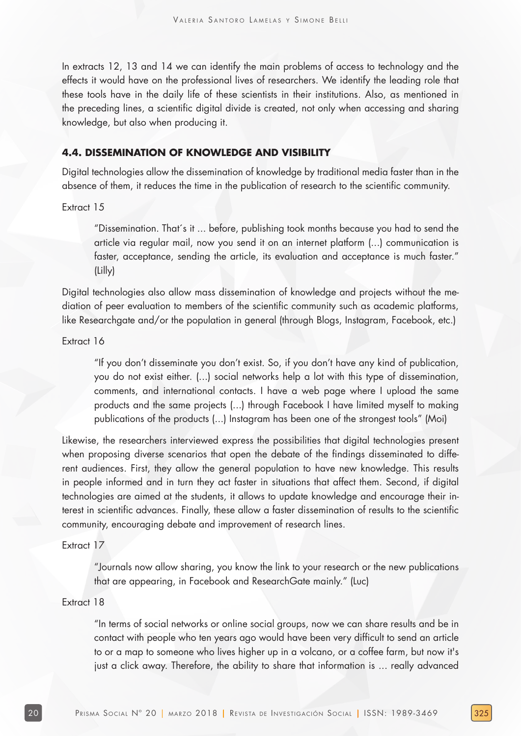In extracts 12, 13 and 14 we can identify the main problems of access to technology and the effects it would have on the professional lives of researchers. We identify the leading role that these tools have in the daily life of these scientists in their institutions. Also, as mentioned in the preceding lines, a scientific digital divide is created, not only when accessing and sharing knowledge, but also when producing it.

### 4.4. DISSEMINATION OF KNOWLEDGE AND VISIBILITY

Digital technologies allow the dissemination of knowledge by traditional media faster than in the absence of them, it reduces the time in the publication of research to the scientific community.

Extract 15

> "Dissemination. That´s it ... before, publishing took months because you had to send the article via regular mail, now you send it on an internet platform (...) communication is faster, acceptance, sending the article, its evaluation and acceptance is much faster." (Lilly)

Digital technologies also allow mass dissemination of knowledge and projects without the mediation of peer evaluation to members of the scientific community such as academic platforms, like Researchgate and/or the population in general (through Blogs, Instagram, Facebook, etc.)

Extract 16

> "If you don't disseminate you don't exist. So, if you don't have any kind of publication, you do not exist either. (...) social networks help a lot with this type of dissemination, comments, and international contacts. I have a web page where I upload the same products and the same projects (...) through Facebook I have limited myself to making publications of the products (...) Instagram has been one of the strongest tools" (Moi)

Likewise, the researchers interviewed express the possibilities that digital technologies present when proposing diverse scenarios that open the debate of the findings disseminated to different audiences. First, they allow the general population to have new knowledge. This results in people informed and in turn they act faster in situations that affect them. Second, if digital technologies are aimed at the students, it allows to update knowledge and encourage their interest in scientific advances. Finally, these allow a faster dissemination of results to the scientific community, encouraging debate and improvement of research lines.

Extract 17

> "Journals now allow sharing, you know the link to your research or the new publications that are appearing, in Facebook and ResearchGate mainly." (Luc)

Extract 18

> "In terms of social networks or online social groups, now we can share results and be in contact with people who ten years ago would have been very difficult to send an article to or a map to someone who lives higher up in a volcano, or a coffee farm, but now it's just a click away. Therefore, the ability to share that information is ... really advanced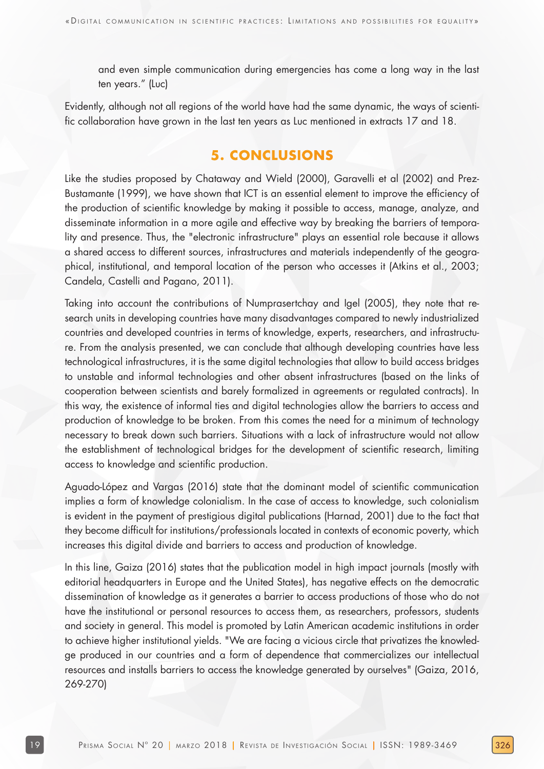and even simple communication during emergencies has come a long way in the last ten years." (Luc)

Evidently, although not all regions of the world have had the same dynamic, the ways of scientific collaboration have grown in the last ten years as Luc mentioned in extracts 17 and 18.

## 5. CONCLUSIONS

Like the studies proposed by Chataway and Wield (2000), Garavelli et al (2002) and Prez-Bustamante (1999), we have shown that ICT is an essential element to improve the efficiency of the production of scientific knowledge by making it possible to access, manage, analyze, and disseminate information in a more agile and effective way by breaking the barriers of temporality and presence. Thus, the "electronic infrastructure" plays an essential role because it allows a shared access to different sources, infrastructures and materials independently of the geographical, institutional, and temporal location of the person who accesses it (Atkins et al., 2003; Candela, Castelli and Pagano, 2011).

Taking into account the contributions of Numprasertchay and Igel (2005), they note that research units in developing countries have many disadvantages compared to newly industrialized countries and developed countries in terms of knowledge, experts, researchers, and infrastructure. From the analysis presented, we can conclude that although developing countries have less technological infrastructures, it is the same digital technologies that allow to build access bridges to unstable and informal technologies and other absent infrastructures (based on the links of cooperation between scientists and barely formalized in agreements or regulated contracts). In this way, the existence of informal ties and digital technologies allow the barriers to access and production of knowledge to be broken. From this comes the need for a minimum of technology necessary to break down such barriers. Situations with a lack of infrastructure would not allow the establishment of technological bridges for the development of scientific research, limiting access to knowledge and scientific production.

Aguado-López and Vargas (2016) state that the dominant model of scientific communication implies a form of knowledge colonialism. In the case of access to knowledge, such colonialism is evident in the payment of prestigious digital publications (Harnad, 2001) due to the fact that they become difficult for institutions/professionals located in contexts of economic poverty, which increases this digital divide and barriers to access and production of knowledge.

In this line, Gaiza (2016) states that the publication model in high impact journals (mostly with editorial headquarters in Europe and the United States), has negative effects on the democratic dissemination of knowledge as it generates a barrier to access productions of those who do not have the institutional or personal resources to access them, as researchers, professors, students and society in general. This model is promoted by Latin American academic institutions in order to achieve higher institutional yields. "We are facing a vicious circle that privatizes the knowledge produced in our countries and a form of dependence that commercializes our intellectual resources and installs barriers to access the knowledge generated by ourselves" (Gaiza, 2016, 269-270)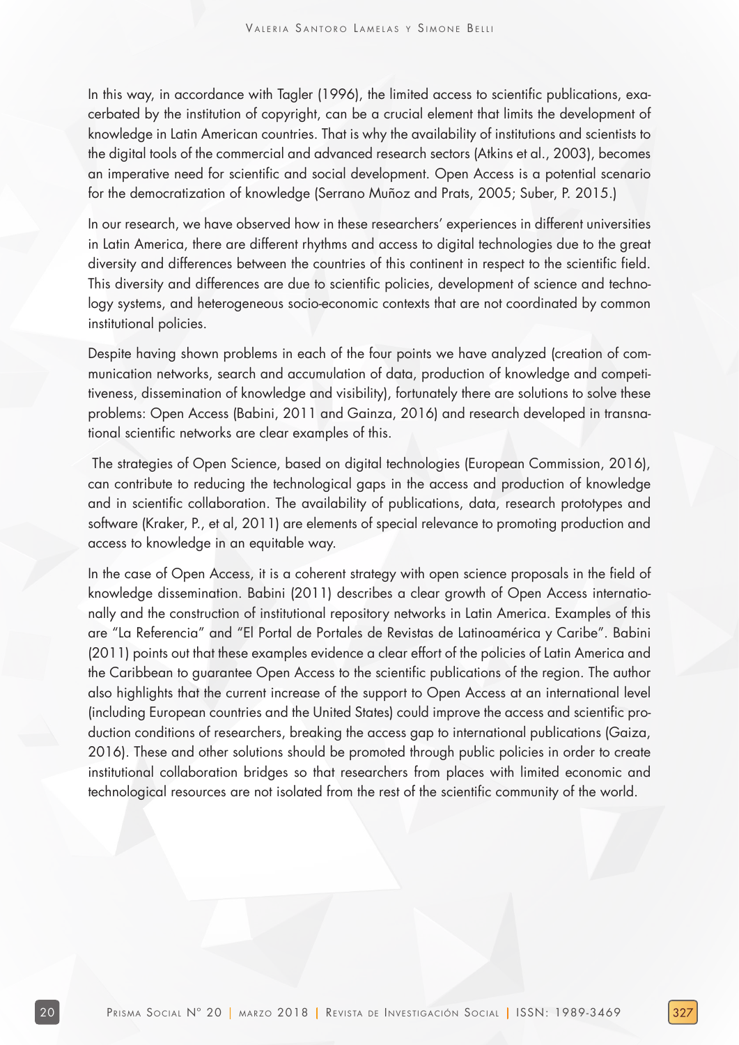In this way, in accordance with Tagler (1996), the limited access to scientific publications, exacerbated by the institution of copyright, can be a crucial element that limits the development of knowledge in Latin American countries. That is why the availability of institutions and scientists to the digital tools of the commercial and advanced research sectors (Atkins et al., 2003), becomes an imperative need for scientific and social development. Open Access is a potential scenario for the democratization of knowledge (Serrano Muñoz and Prats, 2005; Suber, P. 2015.)

In our research, we have observed how in these researchers' experiences in different universities in Latin America, there are different rhythms and access to digital technologies due to the great diversity and differences between the countries of this continent in respect to the scientific field. This diversity and differences are due to scientific policies, development of science and technology systems, and heterogeneous socio-economic contexts that are not coordinated by common institutional policies.

Despite having shown problems in each of the four points we have analyzed (creation of communication networks, search and accumulation of data, production of knowledge and competitiveness, dissemination of knowledge and visibility), fortunately there are solutions to solve these problems: Open Access (Babini, 2011 and Gainza, 2016) and research developed in transnational scientific networks are clear examples of this.

The strategies of Open Science, based on digital technologies (European Commission, 2016), can contribute to reducing the technological gaps in the access and production of knowledge and in scientific collaboration. The availability of publications, data, research prototypes and software (Kraker, P., et al, 2011) are elements of special relevance to promoting production and access to knowledge in an equitable way.

In the case of Open Access, it is a coherent strategy with open science proposals in the field of knowledge dissemination. Babini (2011) describes a clear growth of Open Access internationally and the construction of institutional repository networks in Latin America. Examples of this are "La Referencia" and "El Portal de Portales de Revistas de Latinoamérica y Caribe". Babini (2011) points out that these examples evidence a clear effort of the policies of Latin America and the Caribbean to guarantee Open Access to the scientific publications of the region. The author also highlights that the current increase of the support to Open Access at an international level (including European countries and the United States) could improve the access and scientific production conditions of researchers, breaking the access gap to international publications (Gaiza, 2016). These and other solutions should be promoted through public policies in order to create institutional collaboration bridges so that researchers from places with limited economic and technological resources are not isolated from the rest of the scientific community of the world.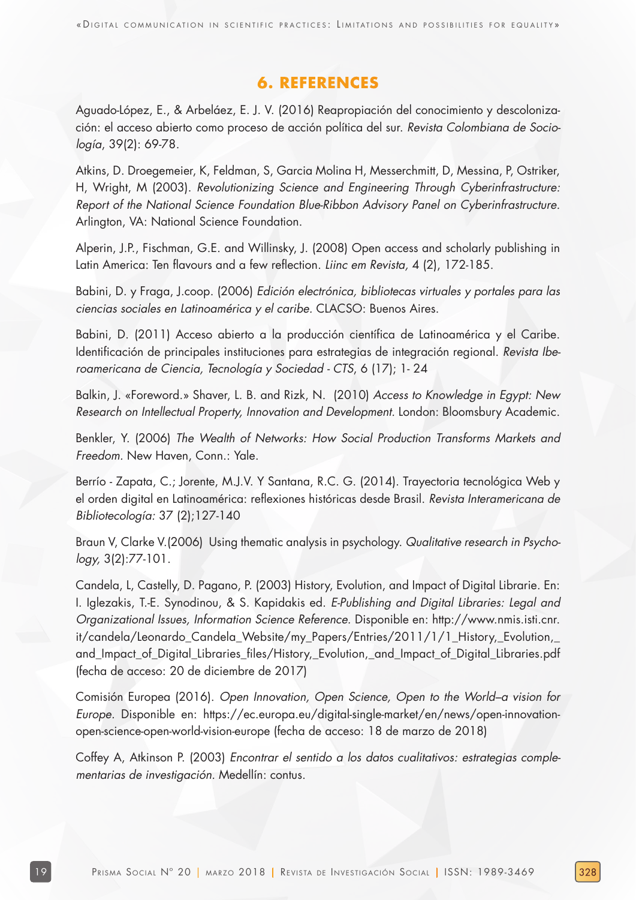## 6. REFERENCES

Aguado-López, E., & Arbeláez, E. J. V. (2016) Reapropiación del conocimiento y descolonización: el acceso abierto como proceso de acción política del sur. *Revista Colombiana de Sociología*, 39(2): 69-78.

Atkins, D. Droegemeier, K, Feldman, S, Garcia Molina H, Messerchmitt, D, Messina, P, Ostriker, H, Wright, M (2003). *Revolutionizing Science and Engineering Through Cyberinfrastructure: Report of the National Science Foundation Blue-Ribbon Advisory Panel on Cyberinfrastructure*. Arlington, VA: National Science Foundation.

Alperin, J.P., Fischman, G.E. and Willinsky, J. (2008) Open access and scholarly publishing in Latin America: Ten flavours and a few reflection. *Liinc em Revista,* 4 (2), 172-185.

Babini, D. y Fraga, J.coop. (2006) *Edición electrónica, bibliotecas virtuales y portales para las ciencias sociales en Latinoamérica y el caribe*. CLACSO: Buenos Aires.

Babini, D. (2011) Acceso abierto a la producción científica de Latinoamérica y el Caribe. Identificación de principales instituciones para estrategias de integración regional. *Revista Iberoamericana de Ciencia, Tecnología y Sociedad - CTS*, 6 (17); 1- 24

Balkin, J. «Foreword.» Shaver, L. B. and Rizk, N. (2010) *Access to Knowledge in Egypt: New Research on Intellectual Property, Innovation and Development*. London: Bloomsbury Academic.

Benkler, Y. (2006) *The Wealth of Networks: How Social Production Transforms Markets and Freedom*. New Haven, Conn.: Yale.

Berrío - Zapata, C.; Jorente, M.J.V. Y Santana, R.C. G. (2014). Trayectoria tecnológica Web y el orden digital en Latinoamérica: reflexiones históricas desde Brasil. *Revista Interamericana de Bibliotecología:* 37 (2);127-140

Braun V, Clarke V.(2006) Using thematic analysis in psychology. *Qualitative research in Psychology,* 3(2):77-101.

Candela, L, Castelly, D. Pagano, P. (2003) History, Evolution, and Impact of Digital Librarie. En: I. Iglezakis, T.-E. Synodinou, & S. Kapidakis ed. *E-Publishing and Digital Libraries: Legal and Organizational Issues, Information Science Reference*. Disponible en: http://www.nmis.isti.cnr.it/candela/Leonardo_Candela_Website/my_Papers/Entries/2011/1/1_History,_Evolution,_and_Impact_of_Digital_Libraries_files/History,_Evolution,_and_Impact_of_Digital_Libraries.pdf (fecha de acceso: 20 de diciembre de 2017)

Comisión Europea (2016). *Open Innovation, Open Science, Open to the World–a vision for Europe*. Disponible en: https://ec.europa.eu/digital-single-market/en/news/open-innovation-open-science-open-world-vision-europe (fecha de acceso: 18 de marzo de 2018)

Coffey A, Atkinson P. (2003) *Encontrar el sentido a los datos cualitativos: estrategias complementarias de investigación*. Medellín: contus.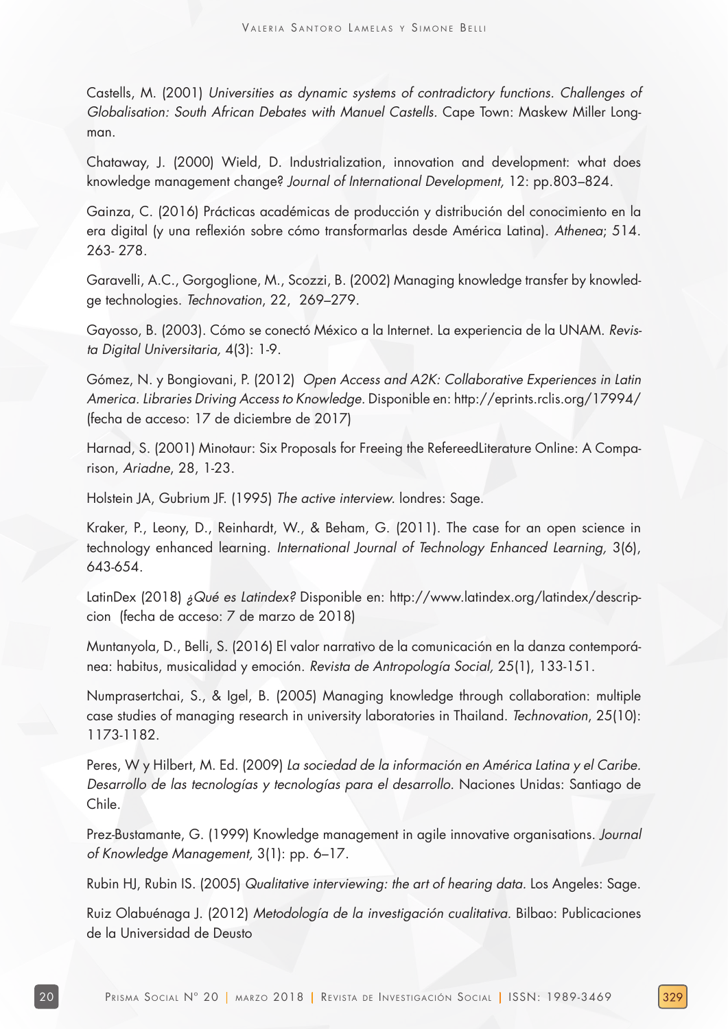Castells, M. (2001) *Universities as dynamic systems of contradictory functions. Challenges of Globalisation: South African Debates with Manuel Castells*. Cape Town: Maskew Miller Longman.

Chataway, J. (2000) Wield, D. Industrialization, innovation and development: what does knowledge management change? *Journal of International Development,* 12: pp.803–824.

Gainza, C. (2016) Prácticas académicas de producción y distribución del conocimiento en la era digital (y una reflexión sobre cómo transformarlas desde América Latina). *Athenea*; 514. 263- 278.

Garavelli, A.C., Gorgoglione, M., Scozzi, B. (2002) Managing knowledge transfer by knowledge technologies. *Technovation*, 22, 269–279.

Gayosso, B. (2003). Cómo se conectó México a la Internet. La experiencia de la UNAM. *Revista Digital Universitaria,* 4(3): 1-9.

Gómez, N. y Bongiovani, P. (2012) *Open Access and A2K: Collaborative Experiences in Latin America. Libraries Driving Access to Knowledge.* Disponible en: http://eprints.rclis.org/17994/ (fecha de acceso: 17 de diciembre de 2017)

Harnad, S. (2001) Minotaur: Six Proposals for Freeing the RefereedLiterature Online: A Comparison, *Ariadne*, 28, 1-23.

Holstein JA, Gubrium JF. (1995) *The active interview.* londres: Sage.

Kraker, P., Leony, D., Reinhardt, W., & Beham, G. (2011). The case for an open science in technology enhanced learning. *International Journal of Technology Enhanced Learning,* 3(6), 643-654.

LatinDex (2018) *¿Qué es Latindex?* Disponible en: http://www.latindex.org/latindex/descripcion (fecha de acceso: 7 de marzo de 2018)

Muntanyola, D., Belli, S. (2016) El valor narrativo de la comunicación en la danza contemporánea: habitus, musicalidad y emoción. *Revista de Antropología Social,* 25(1), 133-151.

Numprasertchai, S., & Igel, B. (2005) Managing knowledge through collaboration: multiple case studies of managing research in university laboratories in Thailand. *Technovation*, 25(10): 1173-1182.

Peres, W y Hilbert, M. Ed. (2009) *La sociedad de la información en América Latina y el Caribe. Desarrollo de las tecnologías y tecnologías para el desarrollo.* Naciones Unidas: Santiago de Chile.

Prez-Bustamante, G. (1999) Knowledge management in agile innovative organisations. *Journal of Knowledge Management,* 3(1): pp. 6–17.

Rubin HJ, Rubin IS. (2005) *Qualitative interviewing: the art of hearing data.* Los Angeles: Sage.

Ruiz Olabuénaga J. (2012) *Metodología de la investigación cualitativa.* Bilbao: Publicaciones de la Universidad de Deusto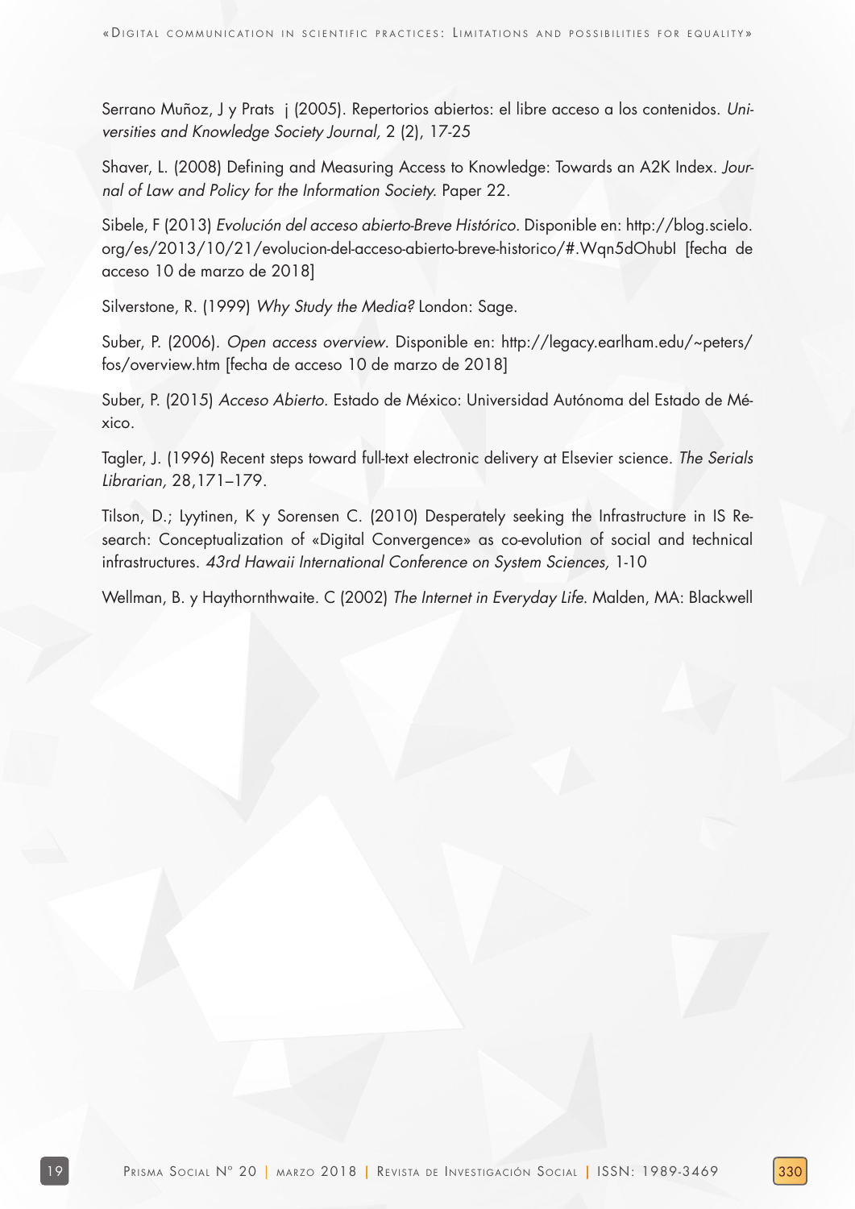Serrano Muñoz, J y Prats j (2005). Repertorios abiertos: el libre acceso a los contenidos. *Universities and Knowledge Society Journal,* 2 (2), 17-25

Shaver, L. (2008) Defining and Measuring Access to Knowledge: Towards an A2K Index. *Journal of Law and Policy for the Information Society.* Paper 22.

Sibele, F (2013) *Evolución del acceso abierto-Breve Histórico.* Disponible en: http://blog.scielo.org/es/2013/10/21/evolucion-del-acceso-abierto-breve-historico/#.Wqn5dOhubI [fecha de acceso 10 de marzo de 2018]

Silverstone, R. (1999) *Why Study the Media?* London: Sage.

Suber, P. (2006). *Open access overview*. Disponible en: http://legacy.earlham.edu/~peters/fos/overview.htm [fecha de acceso 10 de marzo de 2018]

Suber, P. (2015) *Acceso Abierto.* Estado de México: Universidad Autónoma del Estado de México.

Tagler, J. (1996) Recent steps toward full-text electronic delivery at Elsevier science. *The Serials Librarian,* 28,171–179.

Tilson, D.; Lyytinen, K y Sorensen C. (2010) Desperately seeking the Infrastructure in IS Research: Conceptualization of «Digital Convergence» as co-evolution of social and technical infrastructures. *43rd Hawaii International Conference on System Sciences,* 1-10

Wellman, B. y Haythornthwaite. C (2002) *The Internet in Everyday Life.* Malden, MA: Blackwell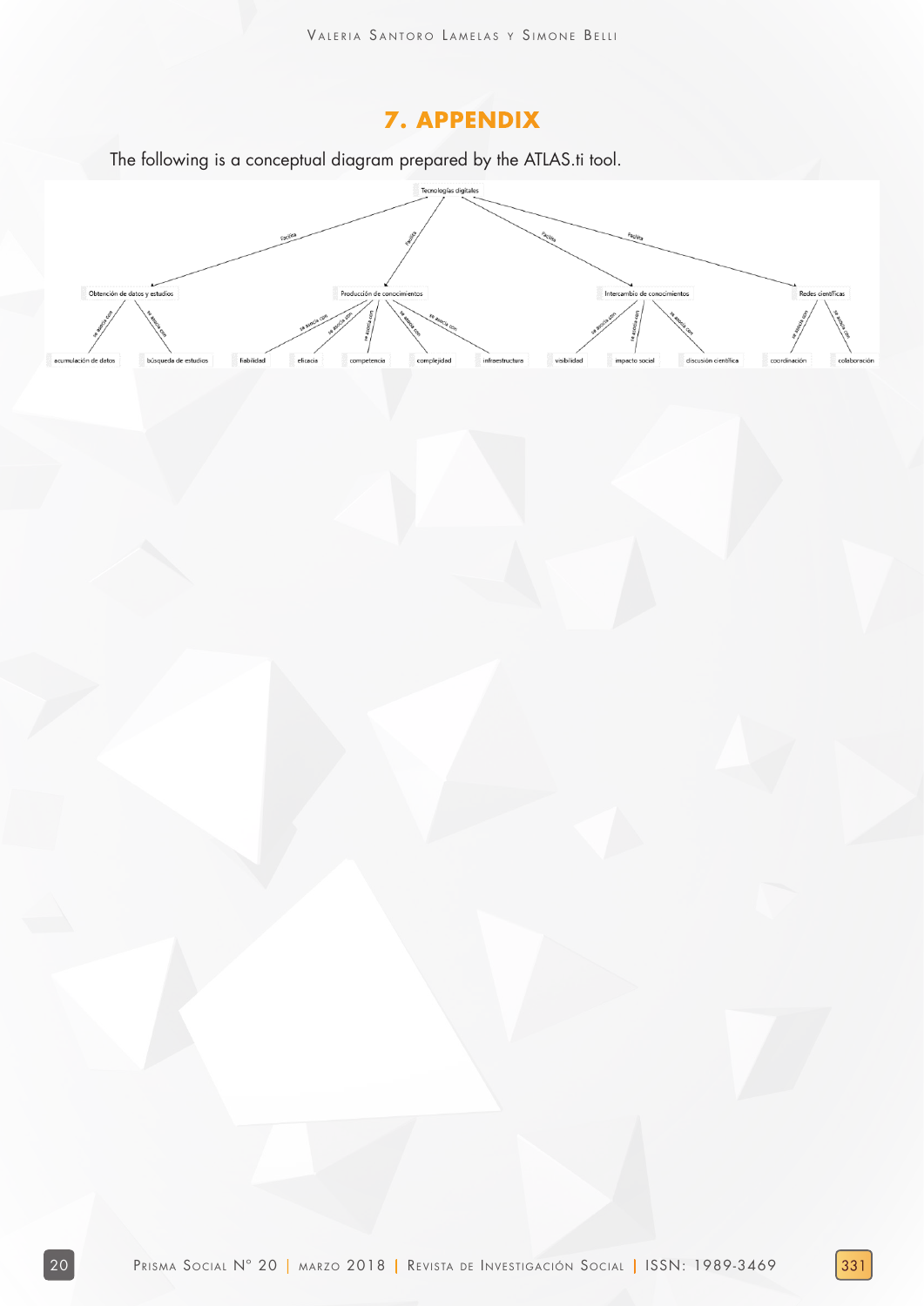## 7. APPENDIX

The following is a conceptual diagram prepared by the ATLAS.ti tool.

Tecnologías digitales

Facilita

Facilita

Facilita

Facilita

Obtención de datos y estudios

Producción de conocimientos

Intercambio de conocimientos

Redes científicas

se asocia con

acumulación de datos

búsqueda de estudios

fiabilidad

eficacia

competencia

complejidad

infraestructura

visibilidad

impacto social

discusión científica

coordinación

colaboración